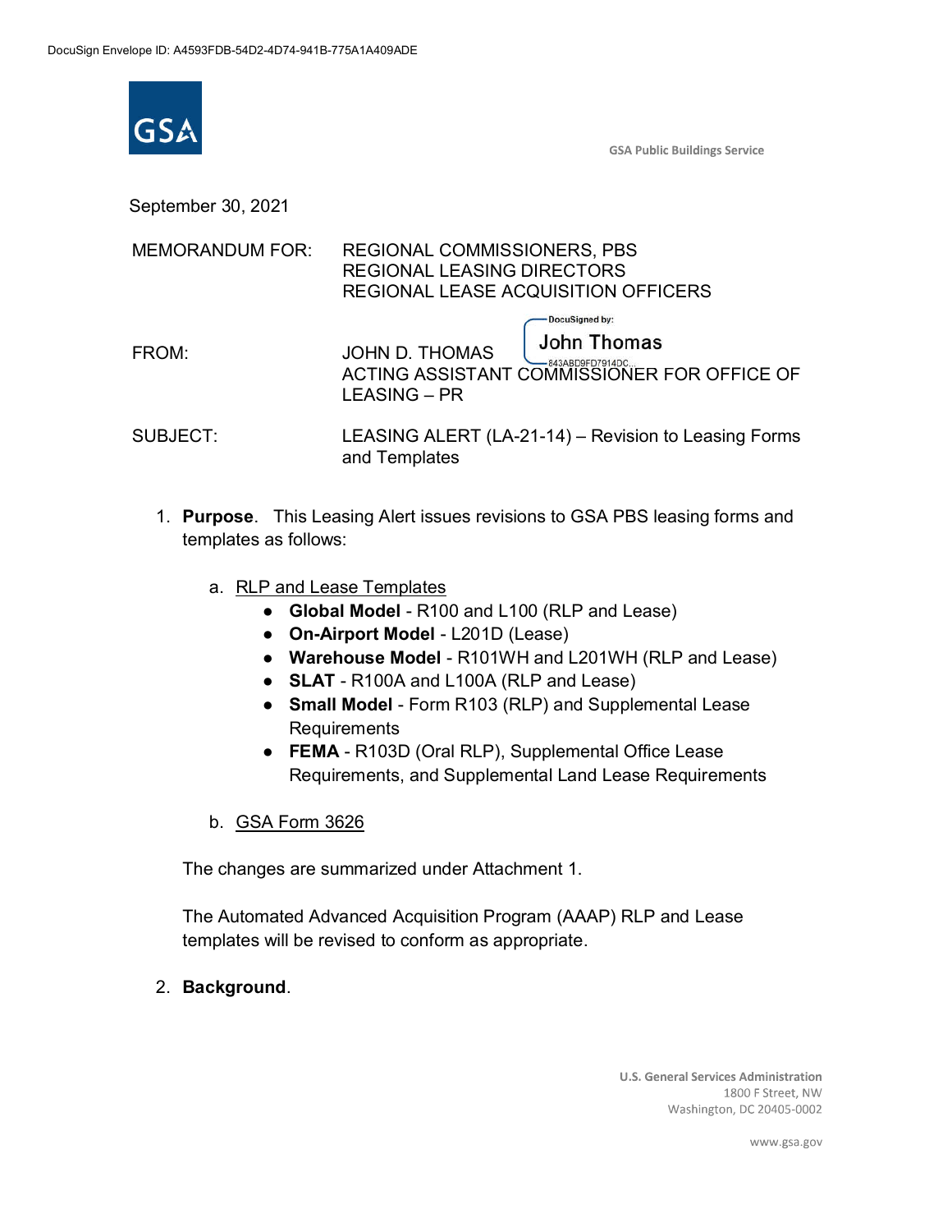DocuSign Envelope ID: A4593FDB-54D2-4D74-941B-775A1A409ADE

GSA Public Buildings Service

September 30, 2021

MEMORANDUM FOR: REGIONAL COMMISSIONERS, PBS
REGIONAL LEASING DIRECTORS
REGIONAL LEASE ACQUISITION OFFICERS

FROM: JOHN D. THOMAS
ACTING ASSISTANT COMMISSIONER FOR OFFICE OF LEASING – PR

DocuSigned by: John Thomas
843ABD9FD7914DC...

SUBJECT: LEASING ALERT (LA-21-14) – Revision to Leasing Forms and Templates

1. **Purpose**. This Leasing Alert issues revisions to GSA PBS leasing forms and templates as follows:

   a. RLP and Lease Templates
      - **Global Model** - R100 and L100 (RLP and Lease)
      - **On-Airport Model** - L201D (Lease)
      - **Warehouse Model** - R101WH and L201WH (RLP and Lease)
      - **SLAT** - R100A and L100A (RLP and Lease)
      - **Small Model** - Form R103 (RLP) and Supplemental Lease Requirements
      - **FEMA** - R103D (Oral RLP), Supplemental Office Lease Requirements, and Supplemental Land Lease Requirements

   b. GSA Form 3626

   The changes are summarized under Attachment 1.

   The Automated Advanced Acquisition Program (AAAP) RLP and Lease templates will be revised to conform as appropriate.

2. **Background**.

U.S. General Services Administration
1800 F Street, NW
Washington, DC 20405-0002

www.gsa.gov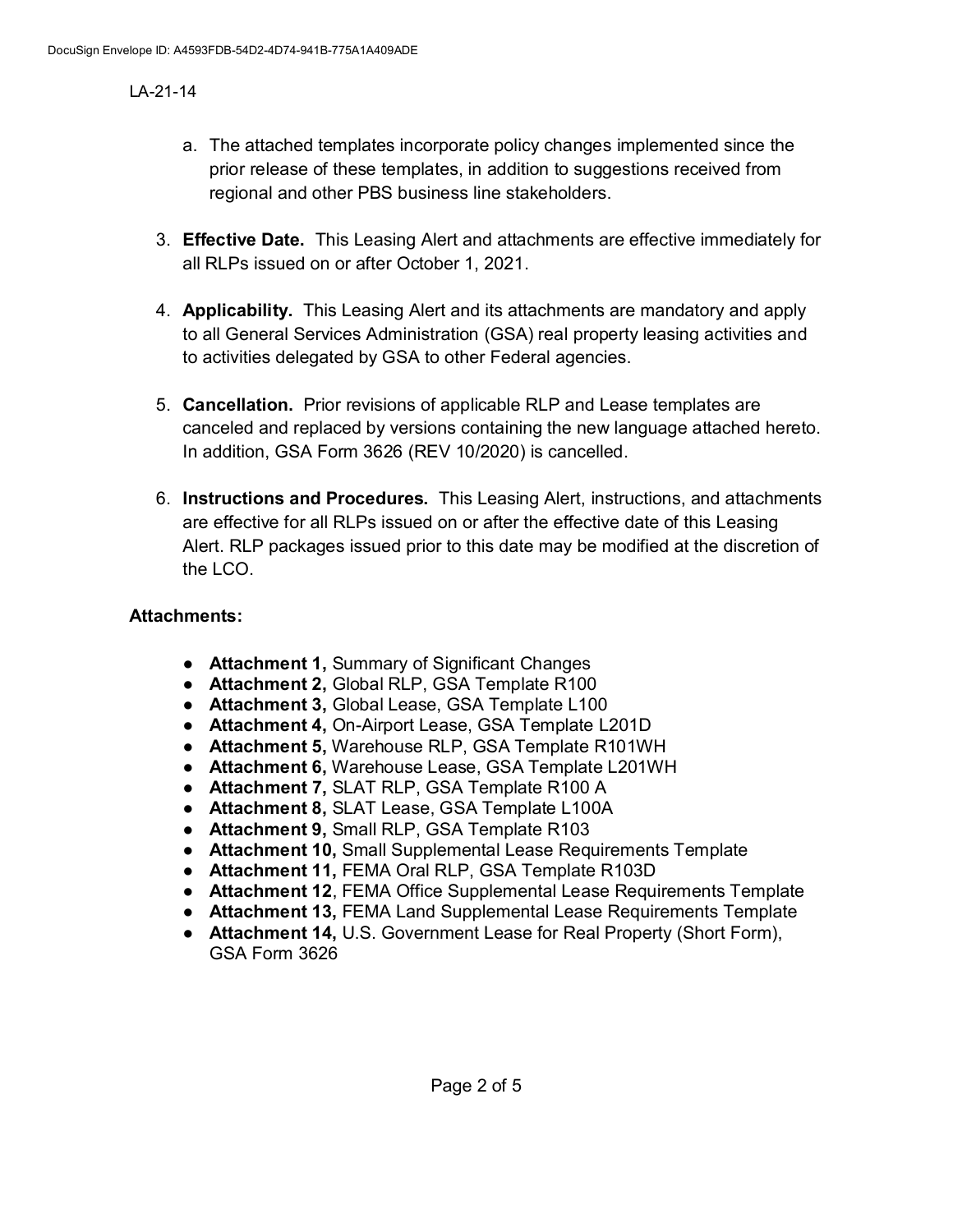a. The attached templates incorporate policy changes implemented since the prior release of these templates, in addition to suggestions received from regional and other PBS business line stakeholders.

3. **Effective Date.** This Leasing Alert and attachments are effective immediately for all RLPs issued on or after October 1, 2021.

4. **Applicability.** This Leasing Alert and its attachments are mandatory and apply to all General Services Administration (GSA) real property leasing activities and to activities delegated by GSA to other Federal agencies.

5. **Cancellation.** Prior revisions of applicable RLP and Lease templates are canceled and replaced by versions containing the new language attached hereto. In addition, GSA Form 3626 (REV 10/2020) is cancelled.

6. **Instructions and Procedures.** This Leasing Alert, instructions, and attachments are effective for all RLPs issued on or after the effective date of this Leasing Alert. RLP packages issued prior to this date may be modified at the discretion of the LCO.

**Attachments:**

- **Attachment 1,** Summary of Significant Changes
- **Attachment 2,** Global RLP, GSA Template R100
- **Attachment 3,** Global Lease, GSA Template L100
- **Attachment 4,** On-Airport Lease, GSA Template L201D
- **Attachment 5,** Warehouse RLP, GSA Template R101WH
- **Attachment 6,** Warehouse Lease, GSA Template L201WH
- **Attachment 7,** SLAT RLP, GSA Template R100 A
- **Attachment 8,** SLAT Lease, GSA Template L100A
- **Attachment 9,** Small RLP, GSA Template R103
- **Attachment 10,** Small Supplemental Lease Requirements Template
- **Attachment 11,** FEMA Oral RLP, GSA Template R103D
- **Attachment 12**, FEMA Office Supplemental Lease Requirements Template
- **Attachment 13,** FEMA Land Supplemental Lease Requirements Template
- **Attachment 14,** U.S. Government Lease for Real Property (Short Form), GSA Form 3626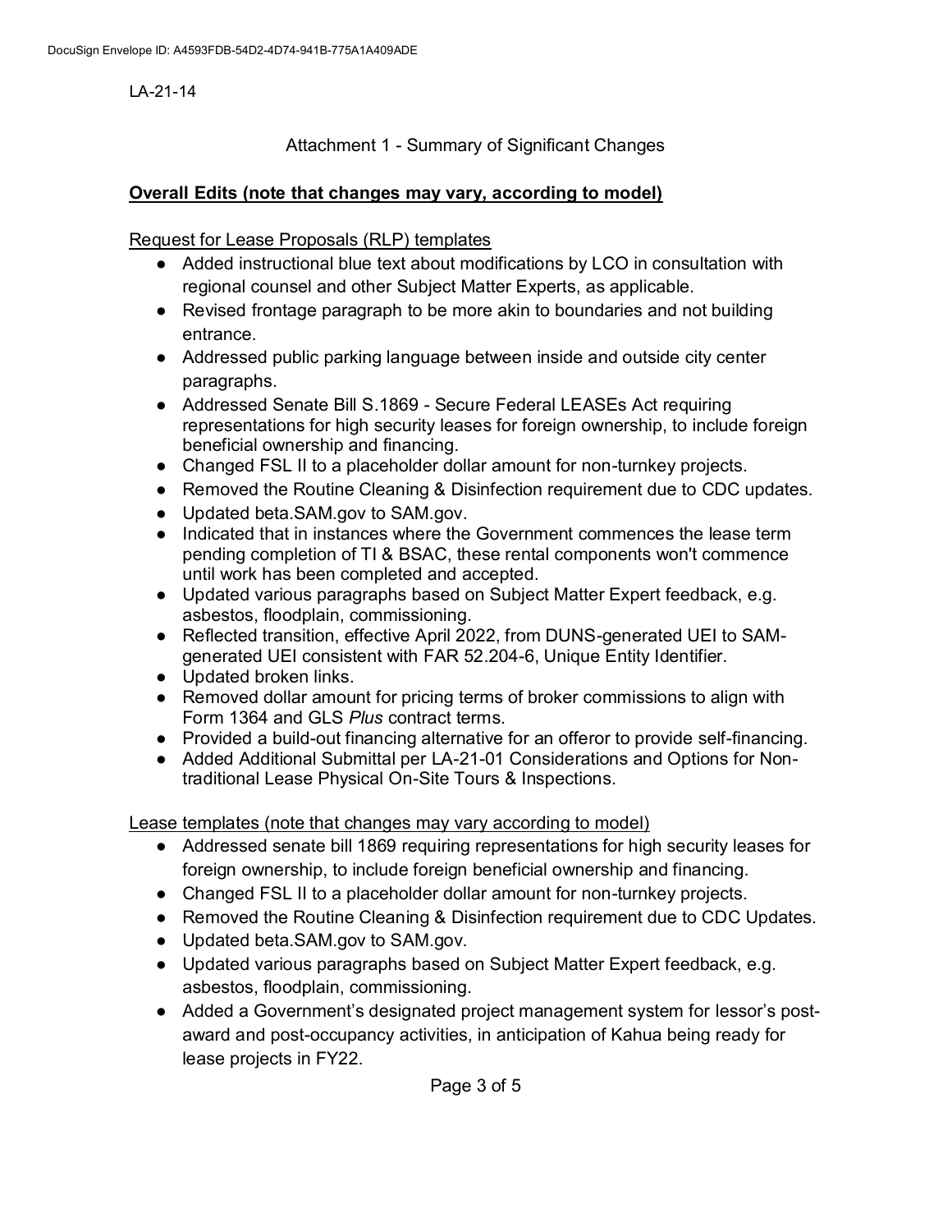LA-21-14

## Attachment 1 - Summary of Significant Changes

**<u>Overall Edits (note that changes may vary, according to model)</u>**

<u>Request for Lease Proposals (RLP) templates</u>

- Added instructional blue text about modifications by LCO in consultation with regional counsel and other Subject Matter Experts, as applicable.
- Revised frontage paragraph to be more akin to boundaries and not building entrance.
- Addressed public parking language between inside and outside city center paragraphs.
- Addressed Senate Bill S.1869 - Secure Federal LEASEs Act requiring representations for high security leases for foreign ownership, to include foreign beneficial ownership and financing.
- Changed FSL II to a placeholder dollar amount for non-turnkey projects.
- Removed the Routine Cleaning & Disinfection requirement due to CDC updates.
- Updated beta.SAM.gov to SAM.gov.
- Indicated that in instances where the Government commences the lease term pending completion of TI & BSAC, these rental components won't commence until work has been completed and accepted.
- Updated various paragraphs based on Subject Matter Expert feedback, e.g. asbestos, floodplain, commissioning.
- Reflected transition, effective April 2022, from DUNS-generated UEI to SAM-generated UEI consistent with FAR 52.204-6, Unique Entity Identifier.
- Updated broken links.
- Removed dollar amount for pricing terms of broker commissions to align with Form 1364 and GLS *Plus* contract terms.
- Provided a build-out financing alternative for an offeror to provide self-financing.
- Added Additional Submittal per LA-21-01 Considerations and Options for Non-traditional Lease Physical On-Site Tours & Inspections.

<u>Lease templates (note that changes may vary according to model)</u>

- Addressed senate bill 1869 requiring representations for high security leases for foreign ownership, to include foreign beneficial ownership and financing.
- Changed FSL II to a placeholder dollar amount for non-turnkey projects.
- Removed the Routine Cleaning & Disinfection requirement due to CDC Updates.
- Updated beta.SAM.gov to SAM.gov.
- Updated various paragraphs based on Subject Matter Expert feedback, e.g. asbestos, floodplain, commissioning.
- Added a Government's designated project management system for lessor's post-award and post-occupancy activities, in anticipation of Kahua being ready for lease projects in FY22.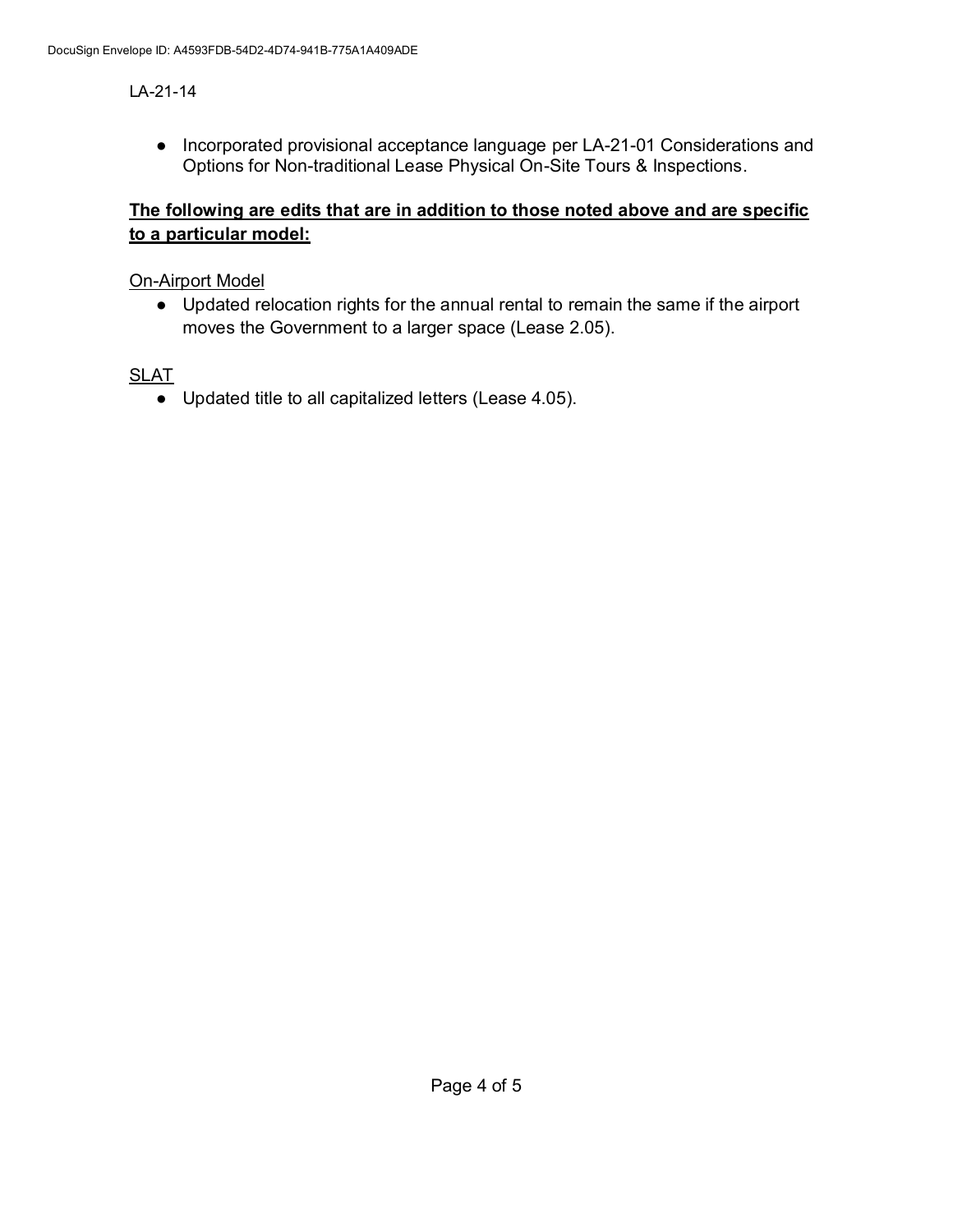LA-21-14

- Incorporated provisional acceptance language per LA-21-01 Considerations and Options for Non-traditional Lease Physical On-Site Tours & Inspections.

**The following are edits that are in addition to those noted above and are specific to a particular model:**

On-Airport Model

- Updated relocation rights for the annual rental to remain the same if the airport moves the Government to a larger space (Lease 2.05).

SLAT

- Updated title to all capitalized letters (Lease 4.05).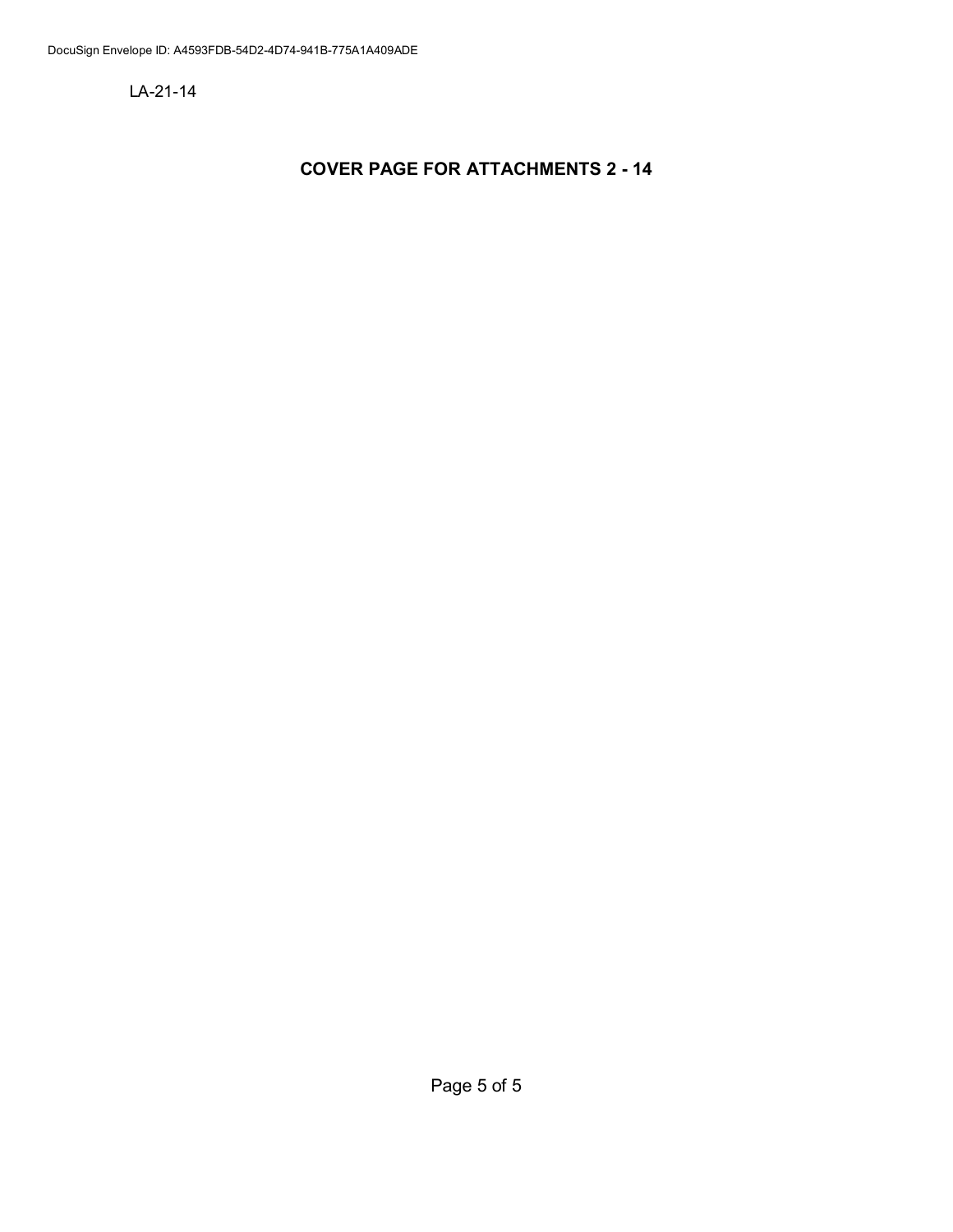LA-21-14

# COVER PAGE FOR ATTACHMENTS 2 - 14